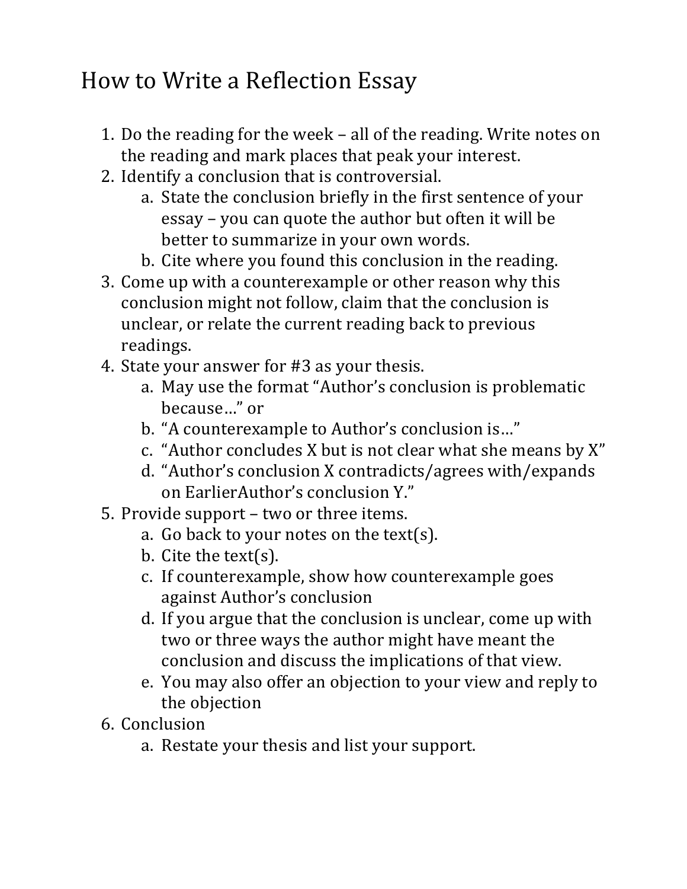# How to Write a Reflection Essay

1. Do the reading for the week – all of the reading. Write notes on the reading and mark places that peak your interest.
2. Identify a conclusion that is controversial.
   a. State the conclusion briefly in the first sentence of your essay – you can quote the author but often it will be better to summarize in your own words.
   b. Cite where you found this conclusion in the reading.
3. Come up with a counterexample or other reason why this conclusion might not follow, claim that the conclusion is unclear, or relate the current reading back to previous readings.
4. State your answer for #3 as your thesis.
   a. May use the format "Author's conclusion is problematic because…" or
   b. "A counterexample to Author's conclusion is…"
   c. "Author concludes X but is not clear what she means by X"
   d. "Author's conclusion X contradicts/agrees with/expands on EarlierAuthor's conclusion Y."
5. Provide support – two or three items.
   a. Go back to your notes on the text(s).
   b. Cite the text(s).
   c. If counterexample, show how counterexample goes against Author's conclusion
   d. If you argue that the conclusion is unclear, come up with two or three ways the author might have meant the conclusion and discuss the implications of that view.
   e. You may also offer an objection to your view and reply to the objection
6. Conclusion
   a. Restate your thesis and list your support.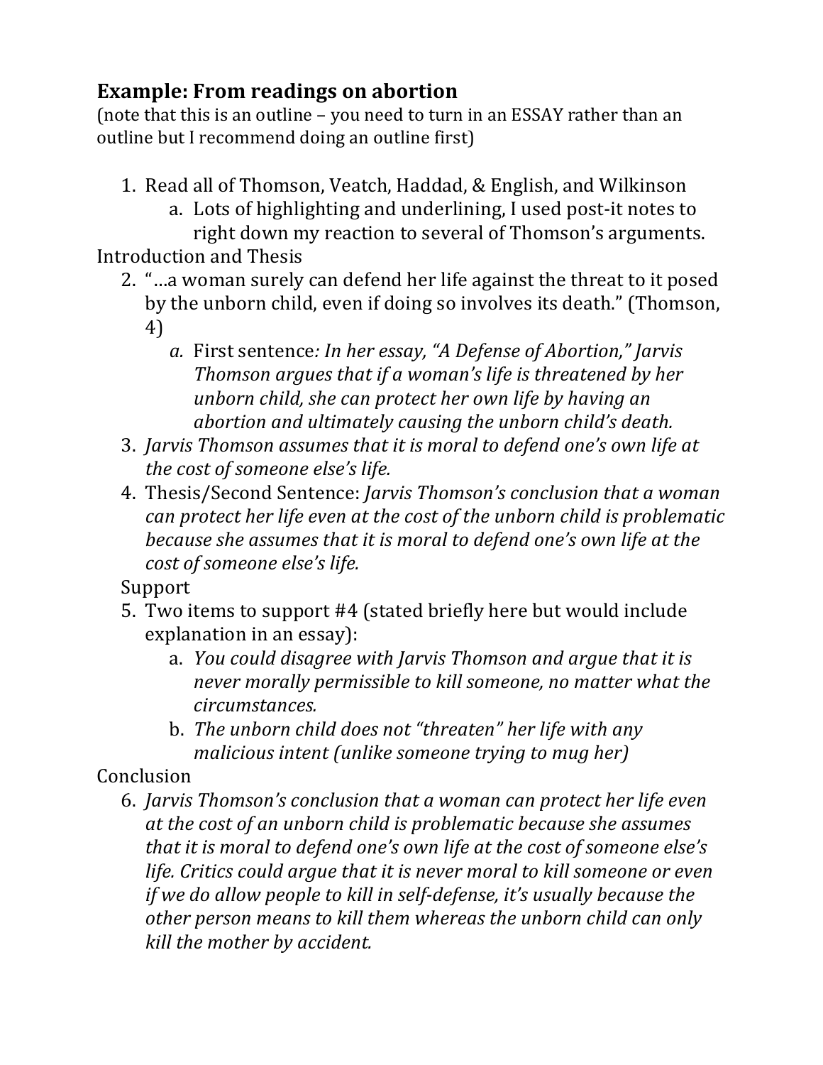## Example: From readings on abortion

(note that this is an outline – you need to turn in an ESSAY rather than an outline but I recommend doing an outline first)

1. Read all of Thomson, Veatch, Haddad, & English, and Wilkinson
    a. Lots of highlighting and underlining, I used post-it notes to right down my reaction to several of Thomson's arguments.

Introduction and Thesis

2. "…a woman surely can defend her life against the threat to it posed by the unborn child, even if doing so involves its death." (Thomson, 4)
    a. First sentence*: In her essay, "A Defense of Abortion," Jarvis Thomson argues that if a woman's life is threatened by her unborn child, she can protect her own life by having an abortion and ultimately causing the unborn child's death.*
3. *Jarvis Thomson assumes that it is moral to defend one's own life at the cost of someone else's life.*
4. Thesis/Second Sentence: *Jarvis Thomson's conclusion that a woman can protect her life even at the cost of the unborn child is problematic because she assumes that it is moral to defend one's own life at the cost of someone else's life.*

Support

5. Two items to support #4 (stated briefly here but would include explanation in an essay):
    a. *You could disagree with Jarvis Thomson and argue that it is never morally permissible to kill someone, no matter what the circumstances.*
    b. *The unborn child does not "threaten" her life with any malicious intent (unlike someone trying to mug her)*

Conclusion

6. *Jarvis Thomson's conclusion that a woman can protect her life even at the cost of an unborn child is problematic because she assumes that it is moral to defend one's own life at the cost of someone else's life. Critics could argue that it is never moral to kill someone or even if we do allow people to kill in self-defense, it's usually because the other person means to kill them whereas the unborn child can only kill the mother by accident.*